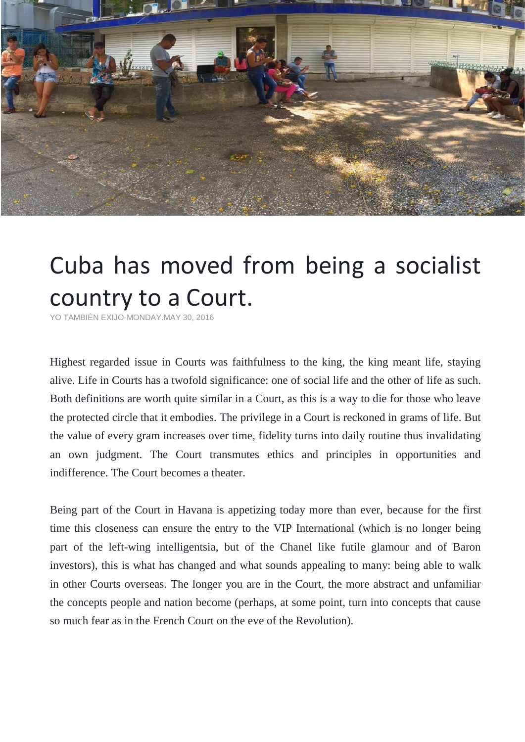# Cuba has moved from being a socialist country to a Court.

YO TAMBIÉN EXIJO·MONDAY.MAY 30, 2016

Highest regarded issue in Courts was faithfulness to the king, the king meant life, staying alive. Life in Courts has a twofold significance: one of social life and the other of life as such. Both definitions are worth quite similar in a Court, as this is a way to die for those who leave the protected circle that it embodies. The privilege in a Court is reckoned in grams of life. But the value of every gram increases over time, fidelity turns into daily routine thus invalidating an own judgment. The Court transmutes ethics and principles in opportunities and indifference. The Court becomes a theater.

Being part of the Court in Havana is appetizing today more than ever, because for the first time this closeness can ensure the entry to the VIP International (which is no longer being part of the left-wing intelligentsia, but of the Chanel like futile glamour and of Baron investors), this is what has changed and what sounds appealing to many: being able to walk in other Courts overseas. The longer you are in the Court, the more abstract and unfamiliar the concepts people and nation become (perhaps, at some point, turn into concepts that cause so much fear as in the French Court on the eve of the Revolution).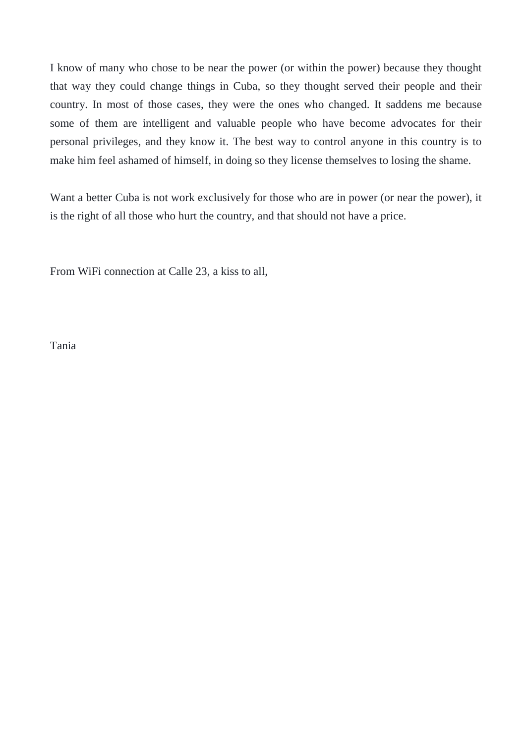I know of many who chose to be near the power (or within the power) because they thought that way they could change things in Cuba, so they thought served their people and their country. In most of those cases, they were the ones who changed. It saddens me because some of them are intelligent and valuable people who have become advocates for their personal privileges, and they know it. The best way to control anyone in this country is to make him feel ashamed of himself, in doing so they license themselves to losing the shame.

Want a better Cuba is not work exclusively for those who are in power (or near the power), it is the right of all those who hurt the country, and that should not have a price.

From WiFi connection at Calle 23, a kiss to all,

Tania